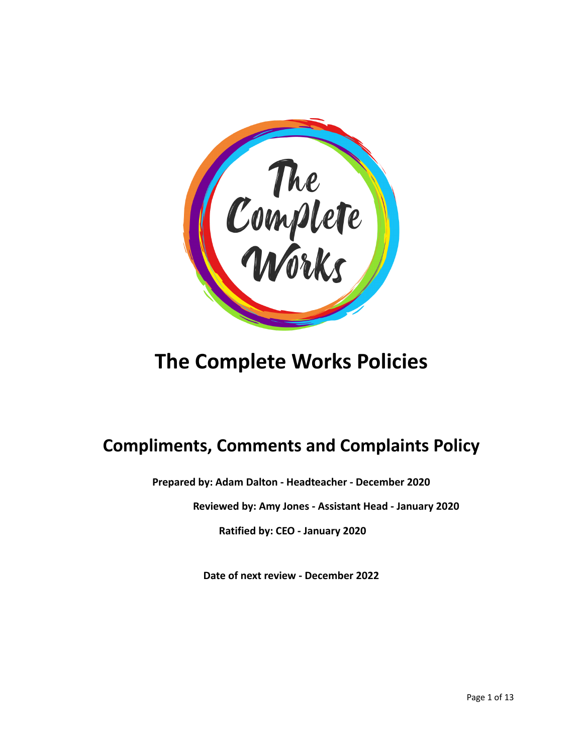# The Complete Works Policies

## Compliments, Comments and Complaints Policy

**Prepared by: Adam Dalton - Headteacher - December 2020**

**Reviewed by: Amy Jones - Assistant Head - January 2020**

**Ratified by: CEO - January 2020**

**Date of next review - December 2022**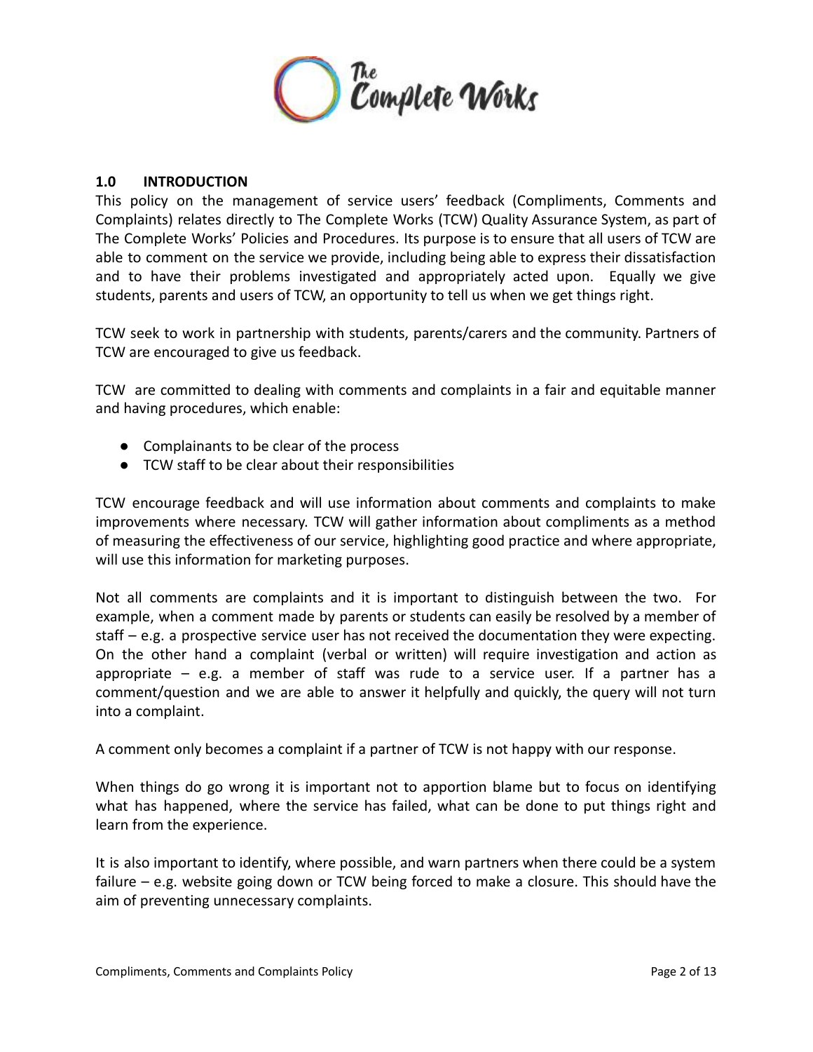## 1.0 INTRODUCTION

This policy on the management of service users' feedback (Compliments, Comments and Complaints) relates directly to The Complete Works (TCW) Quality Assurance System, as part of The Complete Works' Policies and Procedures. Its purpose is to ensure that all users of TCW are able to comment on the service we provide, including being able to express their dissatisfaction and to have their problems investigated and appropriately acted upon. Equally we give students, parents and users of TCW, an opportunity to tell us when we get things right.

TCW seek to work in partnership with students, parents/carers and the community. Partners of TCW are encouraged to give us feedback.

TCW are committed to dealing with comments and complaints in a fair and equitable manner and having procedures, which enable:

- Complainants to be clear of the process
- TCW staff to be clear about their responsibilities

TCW encourage feedback and will use information about comments and complaints to make improvements where necessary. TCW will gather information about compliments as a method of measuring the effectiveness of our service, highlighting good practice and where appropriate, will use this information for marketing purposes.

Not all comments are complaints and it is important to distinguish between the two. For example, when a comment made by parents or students can easily be resolved by a member of staff – e.g. a prospective service user has not received the documentation they were expecting. On the other hand a complaint (verbal or written) will require investigation and action as appropriate – e.g. a member of staff was rude to a service user. If a partner has a comment/question and we are able to answer it helpfully and quickly, the query will not turn into a complaint.

A comment only becomes a complaint if a partner of TCW is not happy with our response.

When things do go wrong it is important not to apportion blame but to focus on identifying what has happened, where the service has failed, what can be done to put things right and learn from the experience.

It is also important to identify, where possible, and warn partners when there could be a system failure – e.g. website going down or TCW being forced to make a closure. This should have the aim of preventing unnecessary complaints.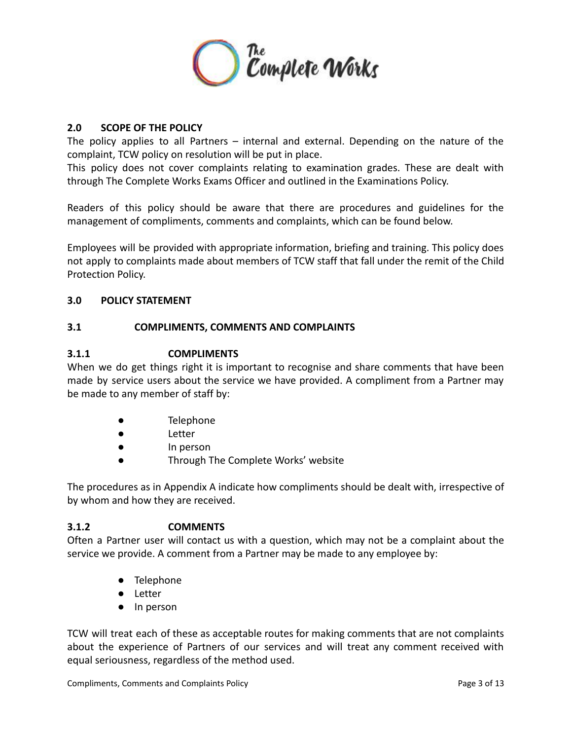## 2.0 SCOPE OF THE POLICY

The policy applies to all Partners – internal and external. Depending on the nature of the complaint, TCW policy on resolution will be put in place.

This policy does not cover complaints relating to examination grades. These are dealt with through The Complete Works Exams Officer and outlined in the Examinations Policy.

Readers of this policy should be aware that there are procedures and guidelines for the management of compliments, comments and complaints, which can be found below.

Employees will be provided with appropriate information, briefing and training. This policy does not apply to complaints made about members of TCW staff that fall under the remit of the Child Protection Policy.

## 3.0 POLICY STATEMENT

### 3.1 COMPLIMENTS, COMMENTS AND COMPLAINTS

#### 3.1.1 COMPLIMENTS

When we do get things right it is important to recognise and share comments that have been made by service users about the service we have provided. A compliment from a Partner may be made to any member of staff by:

- Telephone
- Letter
- In person
- Through The Complete Works' website

The procedures as in Appendix A indicate how compliments should be dealt with, irrespective of by whom and how they are received.

#### 3.1.2 COMMENTS

Often a Partner user will contact us with a question, which may not be a complaint about the service we provide. A comment from a Partner may be made to any employee by:

- Telephone
- Letter
- In person

TCW will treat each of these as acceptable routes for making comments that are not complaints about the experience of Partners of our services and will treat any comment received with equal seriousness, regardless of the method used.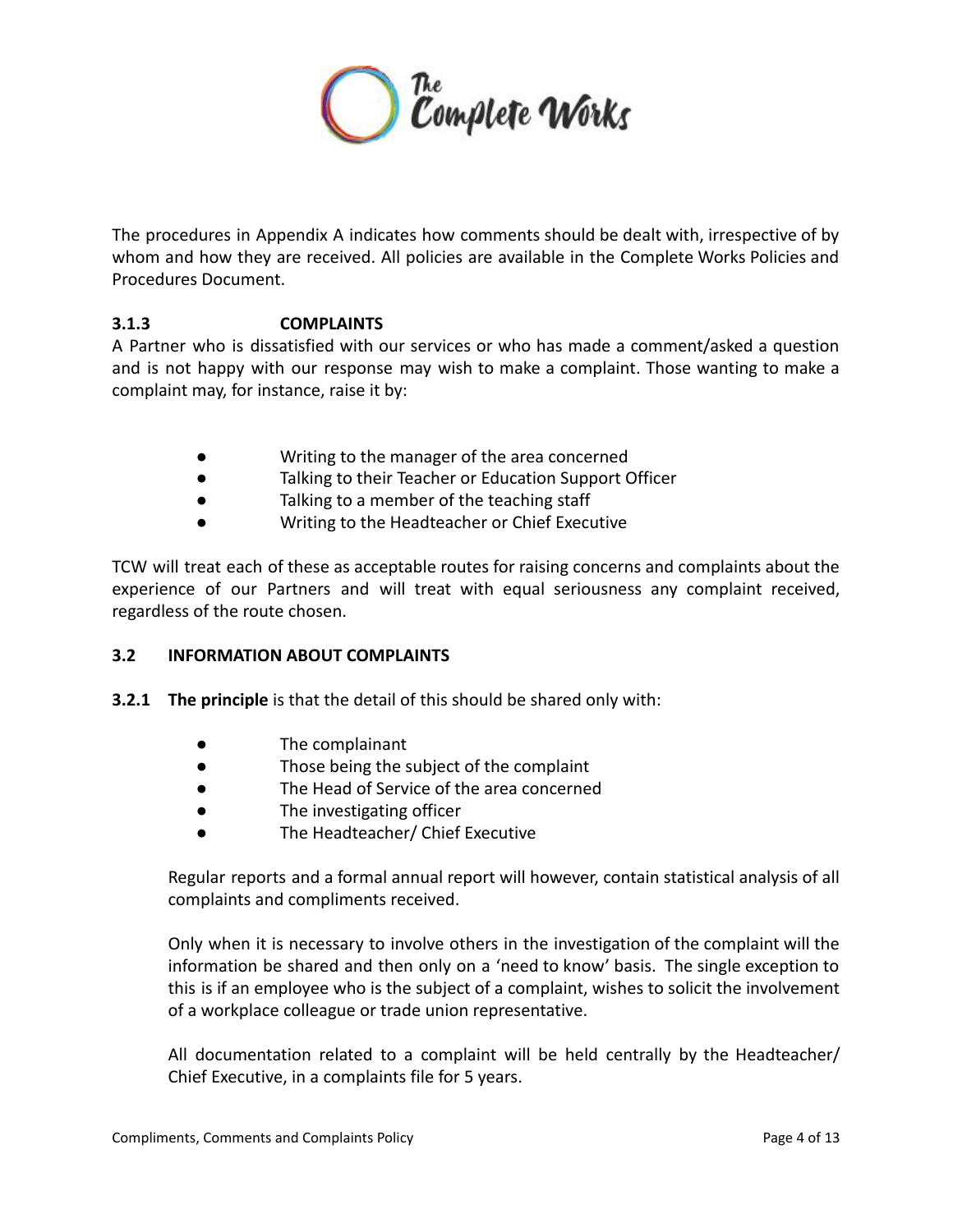The procedures in Appendix A indicates how comments should be dealt with, irrespective of by whom and how they are received. All policies are available in the Complete Works Policies and Procedures Document.

### 3.1.3 COMPLAINTS

A Partner who is dissatisfied with our services or who has made a comment/asked a question and is not happy with our response may wish to make a complaint. Those wanting to make a complaint may, for instance, raise it by:

- Writing to the manager of the area concerned
- Talking to their Teacher or Education Support Officer
- Talking to a member of the teaching staff
- Writing to the Headteacher or Chief Executive

TCW will treat each of these as acceptable routes for raising concerns and complaints about the experience of our Partners and will treat with equal seriousness any complaint received, regardless of the route chosen.

## 3.2 INFORMATION ABOUT COMPLAINTS

**3.2.1 The principle** is that the detail of this should be shared only with:

- The complainant
- Those being the subject of the complaint
- The Head of Service of the area concerned
- The investigating officer
- The Headteacher/ Chief Executive

Regular reports and a formal annual report will however, contain statistical analysis of all complaints and compliments received.

Only when it is necessary to involve others in the investigation of the complaint will the information be shared and then only on a 'need to know' basis. The single exception to this is if an employee who is the subject of a complaint, wishes to solicit the involvement of a workplace colleague or trade union representative.

All documentation related to a complaint will be held centrally by the Headteacher/ Chief Executive, in a complaints file for 5 years.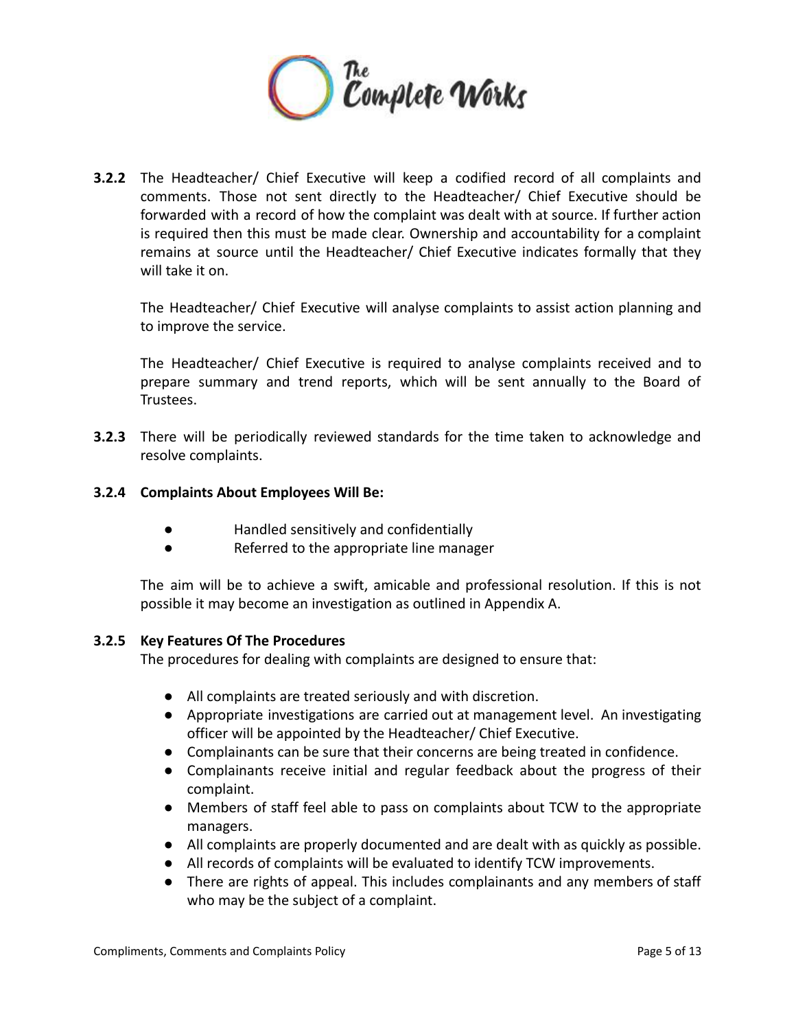**3.2.2** The Headteacher/ Chief Executive will keep a codified record of all complaints and comments. Those not sent directly to the Headteacher/ Chief Executive should be forwarded with a record of how the complaint was dealt with at source. If further action is required then this must be made clear. Ownership and accountability for a complaint remains at source until the Headteacher/ Chief Executive indicates formally that they will take it on.

The Headteacher/ Chief Executive will analyse complaints to assist action planning and to improve the service.

The Headteacher/ Chief Executive is required to analyse complaints received and to prepare summary and trend reports, which will be sent annually to the Board of Trustees.

**3.2.3** There will be periodically reviewed standards for the time taken to acknowledge and resolve complaints.

**3.2.4 Complaints About Employees Will Be:**

- Handled sensitively and confidentially
- Referred to the appropriate line manager

The aim will be to achieve a swift, amicable and professional resolution. If this is not possible it may become an investigation as outlined in Appendix A.

**3.2.5 Key Features Of The Procedures**

The procedures for dealing with complaints are designed to ensure that:

- All complaints are treated seriously and with discretion.
- Appropriate investigations are carried out at management level. An investigating officer will be appointed by the Headteacher/ Chief Executive.
- Complainants can be sure that their concerns are being treated in confidence.
- Complainants receive initial and regular feedback about the progress of their complaint.
- Members of staff feel able to pass on complaints about TCW to the appropriate managers.
- All complaints are properly documented and are dealt with as quickly as possible.
- All records of complaints will be evaluated to identify TCW improvements.
- There are rights of appeal. This includes complainants and any members of staff who may be the subject of a complaint.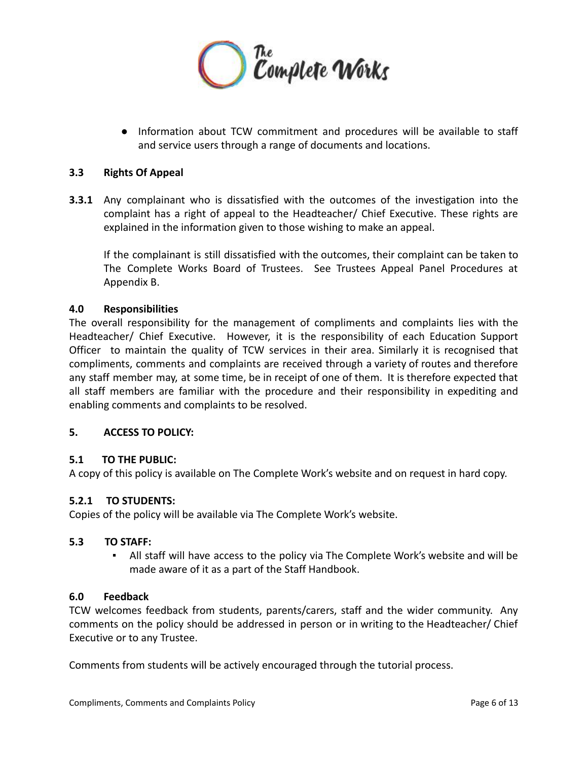- Information about TCW commitment and procedures will be available to staff and service users through a range of documents and locations.

### 3.3 Rights Of Appeal

**3.3.1** Any complainant who is dissatisfied with the outcomes of the investigation into the complaint has a right of appeal to the Headteacher/ Chief Executive. These rights are explained in the information given to those wishing to make an appeal.

If the complainant is still dissatisfied with the outcomes, their complaint can be taken to The Complete Works Board of Trustees. See Trustees Appeal Panel Procedures at Appendix B.

## 4.0 Responsibilities

The overall responsibility for the management of compliments and complaints lies with the Headteacher/ Chief Executive. However, it is the responsibility of each Education Support Officer to maintain the quality of TCW services in their area. Similarly it is recognised that compliments, comments and complaints are received through a variety of routes and therefore any staff member may, at some time, be in receipt of one of them. It is therefore expected that all staff members are familiar with the procedure and their responsibility in expediting and enabling comments and complaints to be resolved.

## 5. ACCESS TO POLICY:

### 5.1 TO THE PUBLIC:

A copy of this policy is available on The Complete Work's website and on request in hard copy.

### 5.2.1 TO STUDENTS:

Copies of the policy will be available via The Complete Work's website.

### 5.3 TO STAFF:

- All staff will have access to the policy via The Complete Work's website and will be made aware of it as a part of the Staff Handbook.

## 6.0 Feedback

TCW welcomes feedback from students, parents/carers, staff and the wider community. Any comments on the policy should be addressed in person or in writing to the Headteacher/ Chief Executive or to any Trustee.

Comments from students will be actively encouraged through the tutorial process.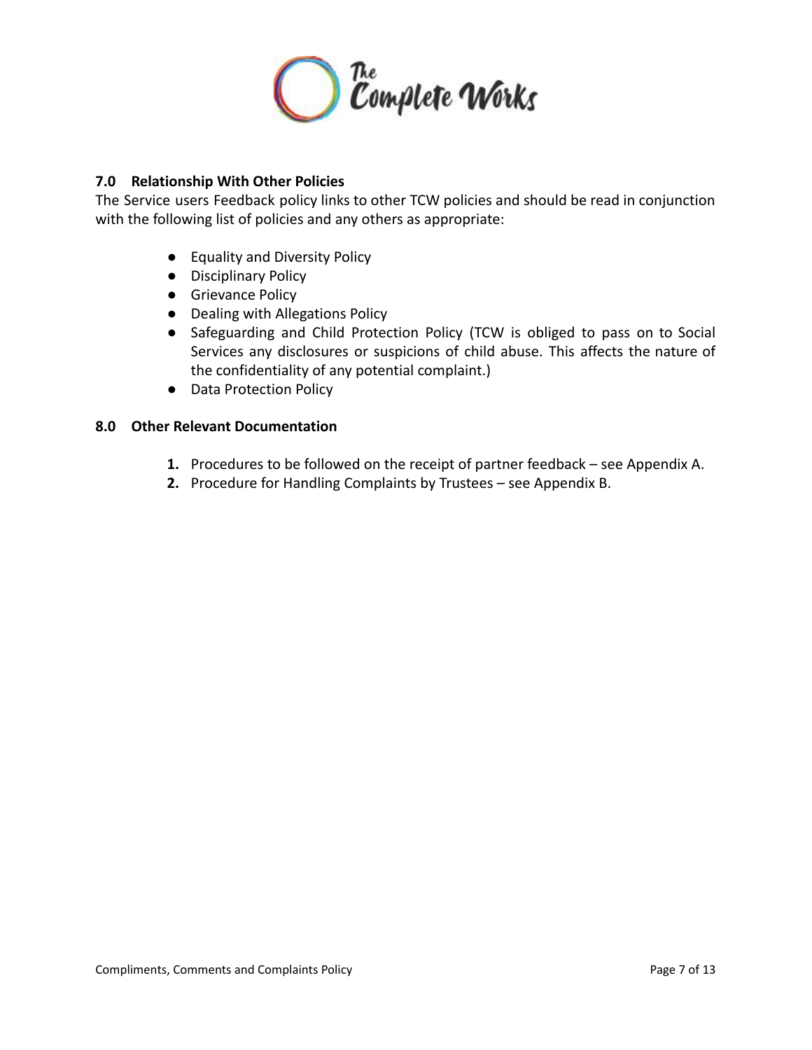## 7.0 Relationship With Other Policies

The Service users Feedback policy links to other TCW policies and should be read in conjunction with the following list of policies and any others as appropriate:

- Equality and Diversity Policy
- Disciplinary Policy
- Grievance Policy
- Dealing with Allegations Policy
- Safeguarding and Child Protection Policy (TCW is obliged to pass on to Social Services any disclosures or suspicions of child abuse. This affects the nature of the confidentiality of any potential complaint.)
- Data Protection Policy

## 8.0 Other Relevant Documentation

1. Procedures to be followed on the receipt of partner feedback – see Appendix A.
2. Procedure for Handling Complaints by Trustees – see Appendix B.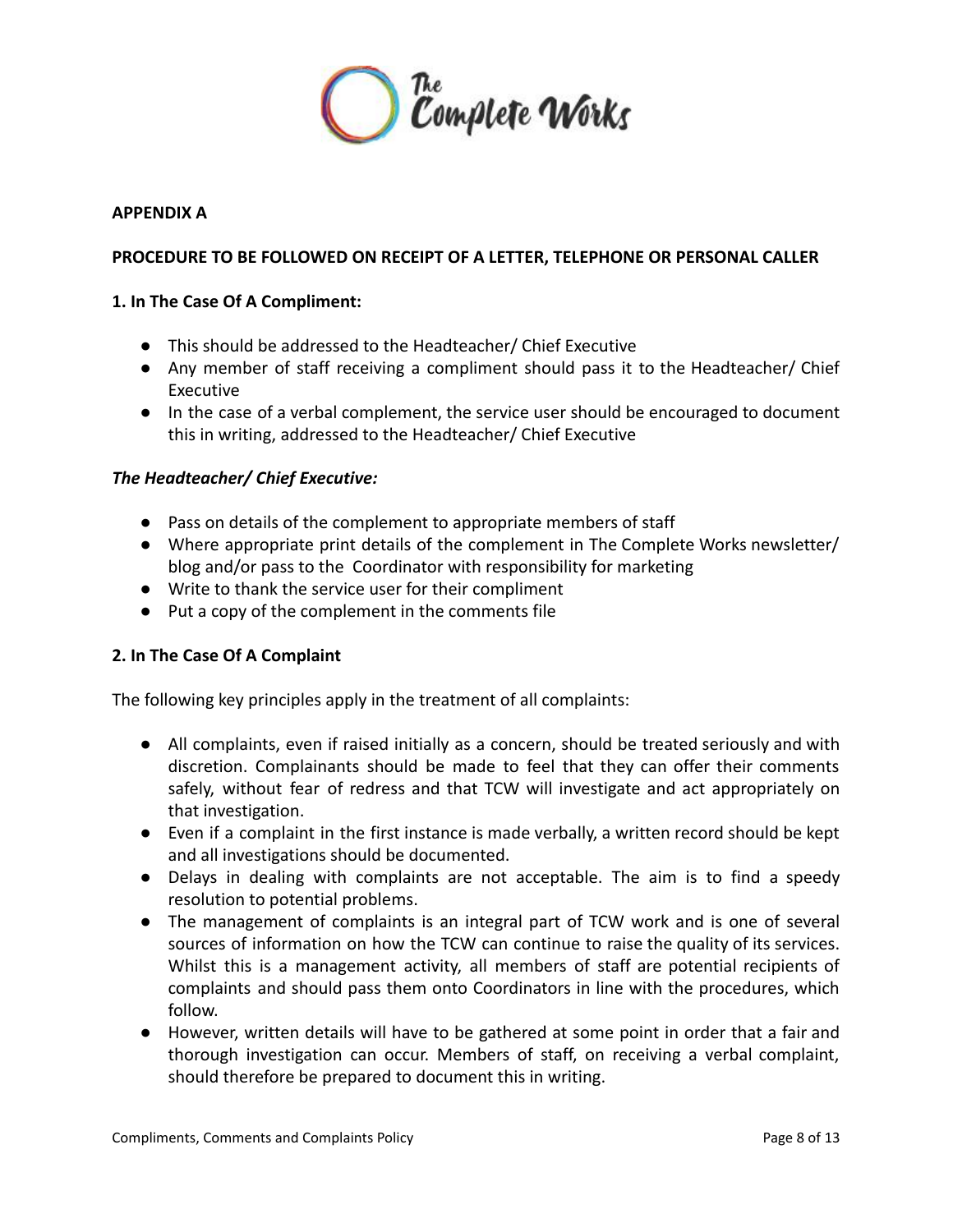**APPENDIX A**

**PROCEDURE TO BE FOLLOWED ON RECEIPT OF A LETTER, TELEPHONE OR PERSONAL CALLER**

**1. In The Case Of A Compliment:**

- This should be addressed to the Headteacher/ Chief Executive
- Any member of staff receiving a compliment should pass it to the Headteacher/ Chief Executive
- In the case of a verbal complement, the service user should be encouraged to document this in writing, addressed to the Headteacher/ Chief Executive

***The Headteacher/ Chief Executive:***

- Pass on details of the complement to appropriate members of staff
- Where appropriate print details of the complement in The Complete Works newsletter/ blog and/or pass to the Coordinator with responsibility for marketing
- Write to thank the service user for their compliment
- Put a copy of the complement in the comments file

**2. In The Case Of A Complaint**

The following key principles apply in the treatment of all complaints:

- All complaints, even if raised initially as a concern, should be treated seriously and with discretion. Complainants should be made to feel that they can offer their comments safely, without fear of redress and that TCW will investigate and act appropriately on that investigation.
- Even if a complaint in the first instance is made verbally, a written record should be kept and all investigations should be documented.
- Delays in dealing with complaints are not acceptable. The aim is to find a speedy resolution to potential problems.
- The management of complaints is an integral part of TCW work and is one of several sources of information on how the TCW can continue to raise the quality of its services. Whilst this is a management activity, all members of staff are potential recipients of complaints and should pass them onto Coordinators in line with the procedures, which follow.
- However, written details will have to be gathered at some point in order that a fair and thorough investigation can occur. Members of staff, on receiving a verbal complaint, should therefore be prepared to document this in writing.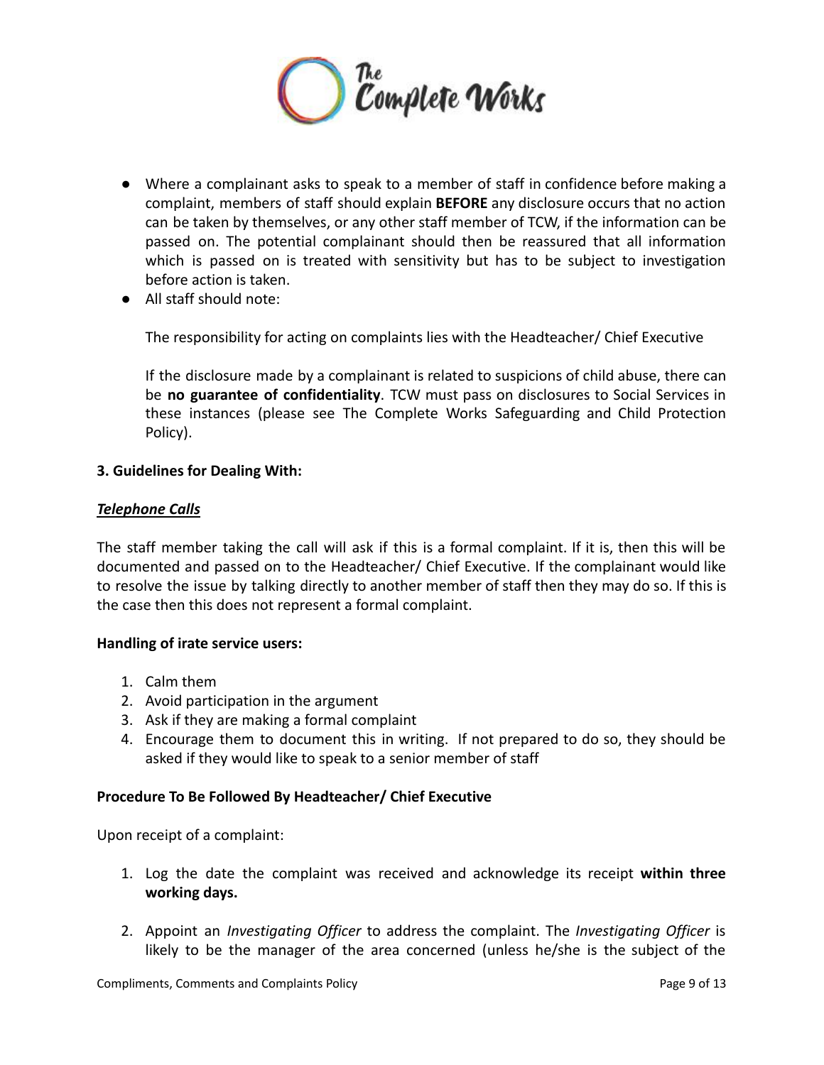- Where a complainant asks to speak to a member of staff in confidence before making a complaint, members of staff should explain **BEFORE** any disclosure occurs that no action can be taken by themselves, or any other staff member of TCW, if the information can be passed on. The potential complainant should then be reassured that all information which is passed on is treated with sensitivity but has to be subject to investigation before action is taken.
- All staff should note:

  The responsibility for acting on complaints lies with the Headteacher/ Chief Executive

  If the disclosure made by a complainant is related to suspicions of child abuse, there can be **no guarantee of confidentiality**. TCW must pass on disclosures to Social Services in these instances (please see The Complete Works Safeguarding and Child Protection Policy).

**3. Guidelines for Dealing With:**

***Telephone Calls***

The staff member taking the call will ask if this is a formal complaint. If it is, then this will be documented and passed on to the Headteacher/ Chief Executive. If the complainant would like to resolve the issue by talking directly to another member of staff then they may do so. If this is the case then this does not represent a formal complaint.

**Handling of irate service users:**

1. Calm them
2. Avoid participation in the argument
3. Ask if they are making a formal complaint
4. Encourage them to document this in writing. If not prepared to do so, they should be asked if they would like to speak to a senior member of staff

**Procedure To Be Followed By Headteacher/ Chief Executive**

Upon receipt of a complaint:

1. Log the date the complaint was received and acknowledge its receipt **within three working days.**

2. Appoint an *Investigating Officer* to address the complaint. The *Investigating Officer* is likely to be the manager of the area concerned (unless he/she is the subject of the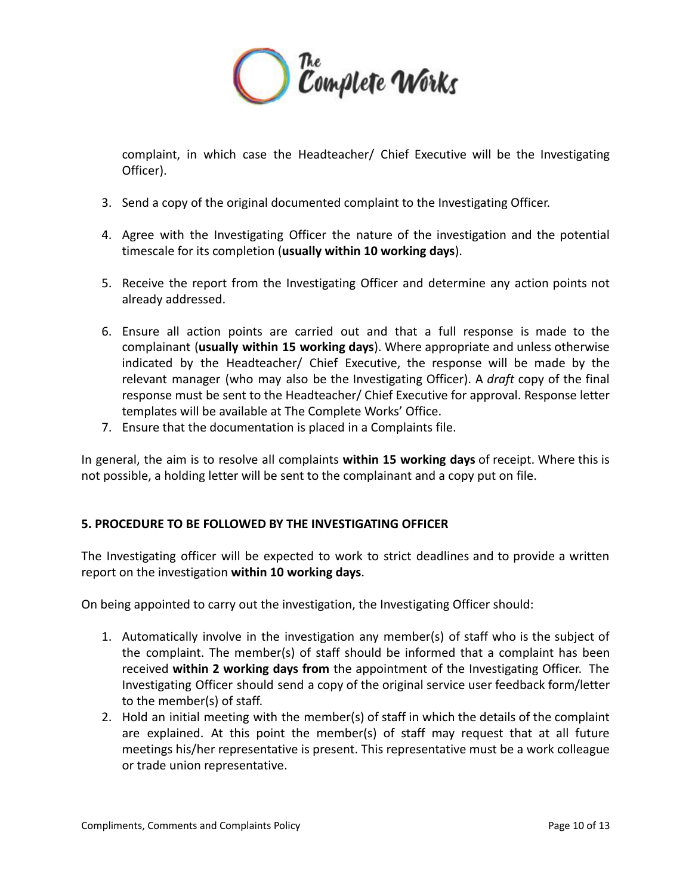complaint, in which case the Headteacher/ Chief Executive will be the Investigating Officer).

3. Send a copy of the original documented complaint to the Investigating Officer.

4. Agree with the Investigating Officer the nature of the investigation and the potential timescale for its completion (**usually within 10 working days**).

5. Receive the report from the Investigating Officer and determine any action points not already addressed.

6. Ensure all action points are carried out and that a full response is made to the complainant (**usually within 15 working days**). Where appropriate and unless otherwise indicated by the Headteacher/ Chief Executive, the response will be made by the relevant manager (who may also be the Investigating Officer). A *draft* copy of the final response must be sent to the Headteacher/ Chief Executive for approval. Response letter templates will be available at The Complete Works' Office.
7. Ensure that the documentation is placed in a Complaints file.

In general, the aim is to resolve all complaints **within 15 working days** of receipt. Where this is not possible, a holding letter will be sent to the complainant and a copy put on file.

## 5. PROCEDURE TO BE FOLLOWED BY THE INVESTIGATING OFFICER

The Investigating officer will be expected to work to strict deadlines and to provide a written report on the investigation **within 10 working days**.

On being appointed to carry out the investigation, the Investigating Officer should:

1. Automatically involve in the investigation any member(s) of staff who is the subject of the complaint. The member(s) of staff should be informed that a complaint has been received **within 2 working days from** the appointment of the Investigating Officer. The Investigating Officer should send a copy of the original service user feedback form/letter to the member(s) of staff.
2. Hold an initial meeting with the member(s) of staff in which the details of the complaint are explained. At this point the member(s) of staff may request that at all future meetings his/her representative is present. This representative must be a work colleague or trade union representative.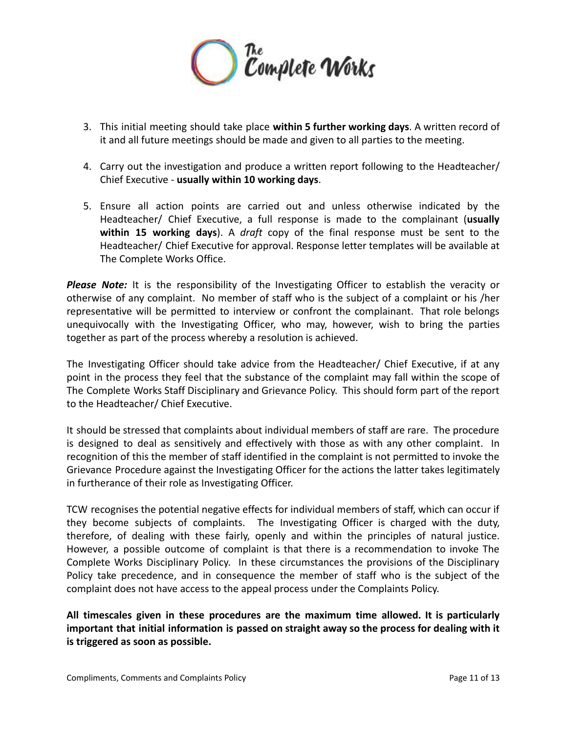3. This initial meeting should take place **within 5 further working days**. A written record of it and all future meetings should be made and given to all parties to the meeting.

4. Carry out the investigation and produce a written report following to the Headteacher/ Chief Executive - **usually within 10 working days**.

5. Ensure all action points are carried out and unless otherwise indicated by the Headteacher/ Chief Executive, a full response is made to the complainant (**usually within 15 working days**). A *draft* copy of the final response must be sent to the Headteacher/ Chief Executive for approval. Response letter templates will be available at The Complete Works Office.

***Please Note:*** It is the responsibility of the Investigating Officer to establish the veracity or otherwise of any complaint. No member of staff who is the subject of a complaint or his /her representative will be permitted to interview or confront the complainant. That role belongs unequivocally with the Investigating Officer, who may, however, wish to bring the parties together as part of the process whereby a resolution is achieved.

The Investigating Officer should take advice from the Headteacher/ Chief Executive, if at any point in the process they feel that the substance of the complaint may fall within the scope of The Complete Works Staff Disciplinary and Grievance Policy. This should form part of the report to the Headteacher/ Chief Executive.

It should be stressed that complaints about individual members of staff are rare. The procedure is designed to deal as sensitively and effectively with those as with any other complaint. In recognition of this the member of staff identified in the complaint is not permitted to invoke the Grievance Procedure against the Investigating Officer for the actions the latter takes legitimately in furtherance of their role as Investigating Officer.

TCW recognises the potential negative effects for individual members of staff, which can occur if they become subjects of complaints. The Investigating Officer is charged with the duty, therefore, of dealing with these fairly, openly and within the principles of natural justice. However, a possible outcome of complaint is that there is a recommendation to invoke The Complete Works Disciplinary Policy. In these circumstances the provisions of the Disciplinary Policy take precedence, and in consequence the member of staff who is the subject of the complaint does not have access to the appeal process under the Complaints Policy.

**All timescales given in these procedures are the maximum time allowed. It is particularly important that initial information is passed on straight away so the process for dealing with it is triggered as soon as possible.**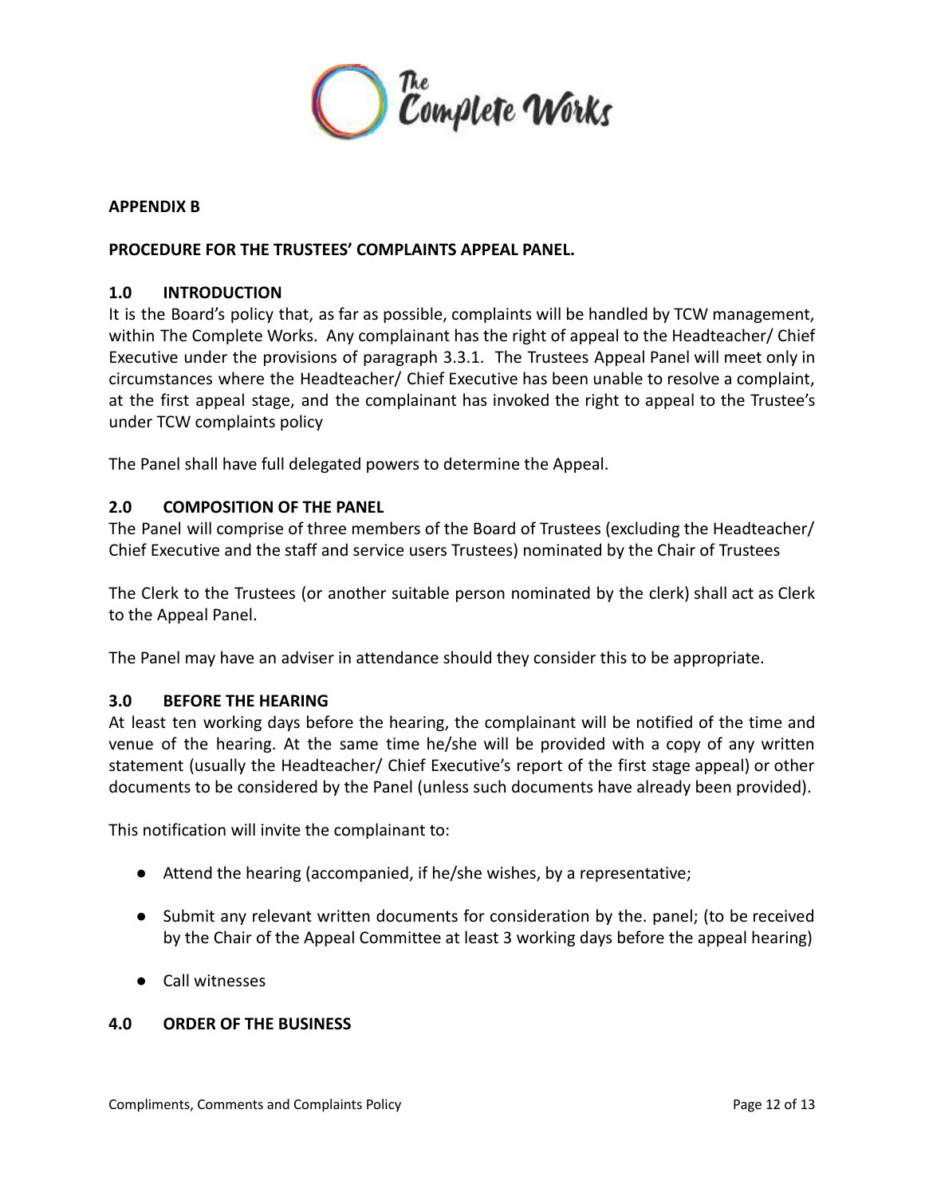**APPENDIX B**

**PROCEDURE FOR THE TRUSTEES' COMPLAINTS APPEAL PANEL.**

**1.0 INTRODUCTION**

It is the Board's policy that, as far as possible, complaints will be handled by TCW management, within The Complete Works. Any complainant has the right of appeal to the Headteacher/ Chief Executive under the provisions of paragraph 3.3.1. The Trustees Appeal Panel will meet only in circumstances where the Headteacher/ Chief Executive has been unable to resolve a complaint, at the first appeal stage, and the complainant has invoked the right to appeal to the Trustee's under TCW complaints policy

The Panel shall have full delegated powers to determine the Appeal.

**2.0 COMPOSITION OF THE PANEL**

The Panel will comprise of three members of the Board of Trustees (excluding the Headteacher/ Chief Executive and the staff and service users Trustees) nominated by the Chair of Trustees

The Clerk to the Trustees (or another suitable person nominated by the clerk) shall act as Clerk to the Appeal Panel.

The Panel may have an adviser in attendance should they consider this to be appropriate.

**3.0 BEFORE THE HEARING**

At least ten working days before the hearing, the complainant will be notified of the time and venue of the hearing. At the same time he/she will be provided with a copy of any written statement (usually the Headteacher/ Chief Executive's report of the first stage appeal) or other documents to be considered by the Panel (unless such documents have already been provided).

This notification will invite the complainant to:

- Attend the hearing (accompanied, if he/she wishes, by a representative;
- Submit any relevant written documents for consideration by the. panel; (to be received by the Chair of the Appeal Committee at least 3 working days before the appeal hearing)
- Call witnesses

**4.0 ORDER OF THE BUSINESS**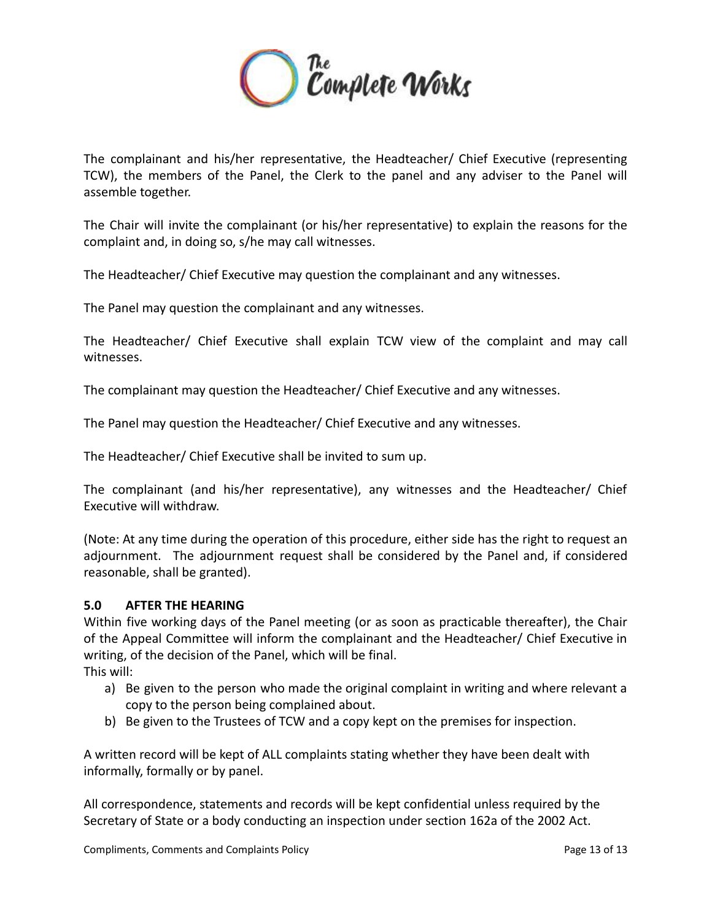The complainant and his/her representative, the Headteacher/ Chief Executive (representing TCW), the members of the Panel, the Clerk to the panel and any adviser to the Panel will assemble together.

The Chair will invite the complainant (or his/her representative) to explain the reasons for the complaint and, in doing so, s/he may call witnesses.

The Headteacher/ Chief Executive may question the complainant and any witnesses.

The Panel may question the complainant and any witnesses.

The Headteacher/ Chief Executive shall explain TCW view of the complaint and may call witnesses.

The complainant may question the Headteacher/ Chief Executive and any witnesses.

The Panel may question the Headteacher/ Chief Executive and any witnesses.

The Headteacher/ Chief Executive shall be invited to sum up.

The complainant (and his/her representative), any witnesses and the Headteacher/ Chief Executive will withdraw.

(Note: At any time during the operation of this procedure, either side has the right to request an adjournment. The adjournment request shall be considered by the Panel and, if considered reasonable, shall be granted).

### 5.0 AFTER THE HEARING

Within five working days of the Panel meeting (or as soon as practicable thereafter), the Chair of the Appeal Committee will inform the complainant and the Headteacher/ Chief Executive in writing, of the decision of the Panel, which will be final.
This will:

a) Be given to the person who made the original complaint in writing and where relevant a copy to the person being complained about.
b) Be given to the Trustees of TCW and a copy kept on the premises for inspection.

A written record will be kept of ALL complaints stating whether they have been dealt with informally, formally or by panel.

All correspondence, statements and records will be kept confidential unless required by the Secretary of State or a body conducting an inspection under section 162a of the 2002 Act.